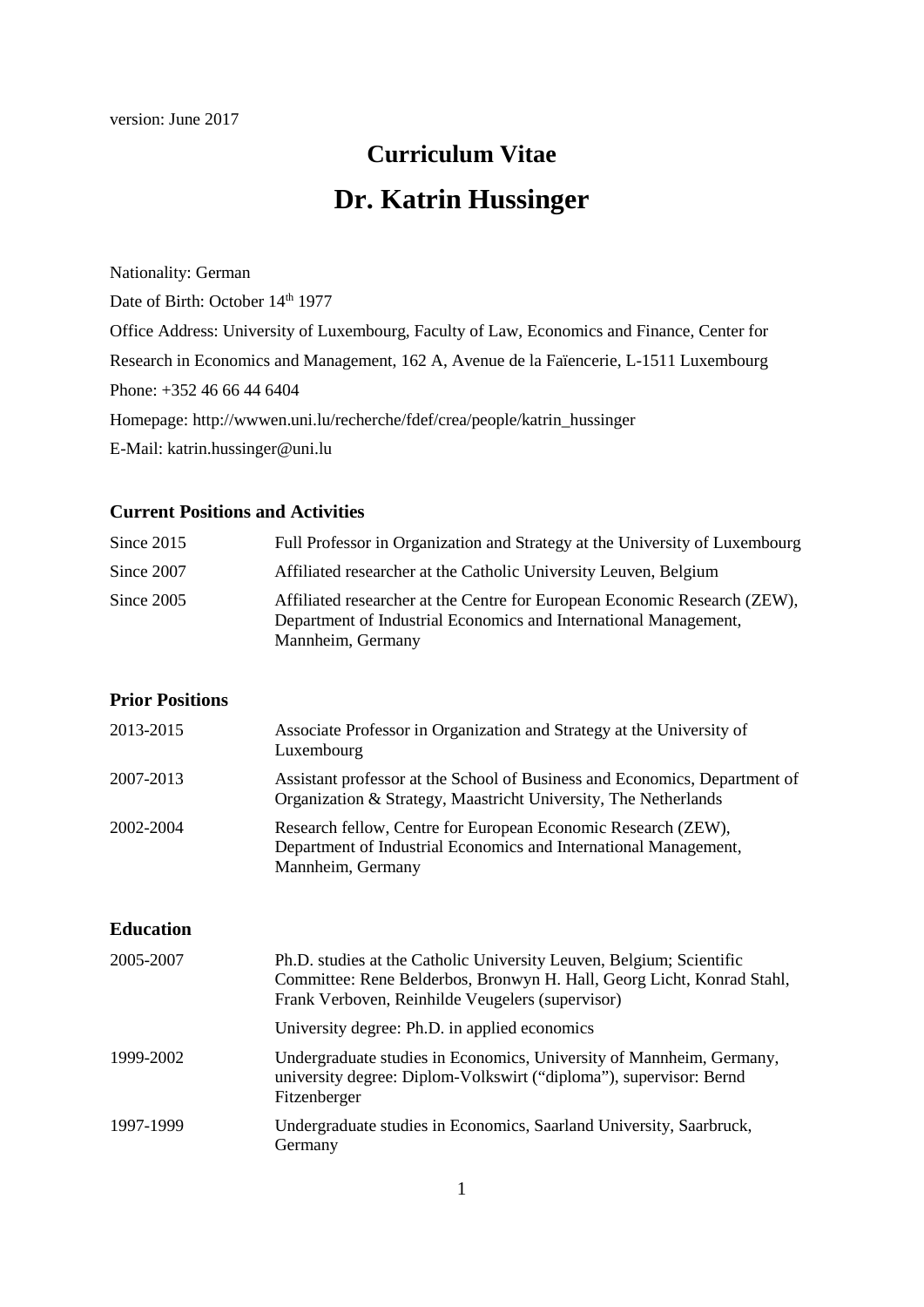version: June 2017

# Curriculum Vitae

# Dr. Katrin Hussinger

Nationality: German

Date of Birth: October 14th 1977

Office Address: University of Luxembourg, Faculty of Law, Economics and Finance, Center for Research in Economics and Management, 162 A, Avenue de la Faïencerie, L-1511 Luxembourg

Phone: +352 46 66 44 6404

Homepage: http://wwwen.uni.lu/recherche/fdef/crea/people/katrin_hussinger

E-Mail: katrin.hussinger@uni.lu

## Current Positions and Activities

| | |
|---|---|
| Since 2015 | Full Professor in Organization and Strategy at the University of Luxembourg |
| Since 2007 | Affiliated researcher at the Catholic University Leuven, Belgium |
| Since 2005 | Affiliated researcher at the Centre for European Economic Research (ZEW), Department of Industrial Economics and International Management, Mannheim, Germany |

## Prior Positions

| | |
|---|---|
| 2013-2015 | Associate Professor in Organization and Strategy at the University of Luxembourg |
| 2007-2013 | Assistant professor at the School of Business and Economics, Department of Organization & Strategy, Maastricht University, The Netherlands |
| 2002-2004 | Research fellow, Centre for European Economic Research (ZEW), Department of Industrial Economics and International Management, Mannheim, Germany |

## Education

| | |
|---|---|
| 2005-2007 | Ph.D. studies at the Catholic University Leuven, Belgium; Scientific Committee: Rene Belderbos, Bronwyn H. Hall, Georg Licht, Konrad Stahl, Frank Verboven, Reinhilde Veugelers (supervisor) |
| | University degree: Ph.D. in applied economics |
| 1999-2002 | Undergraduate studies in Economics, University of Mannheim, Germany, university degree: Diplom-Volkswirt ("diploma"), supervisor: Bernd Fitzenberger |
| 1997-1999 | Undergraduate studies in Economics, Saarland University, Saarbruck, Germany |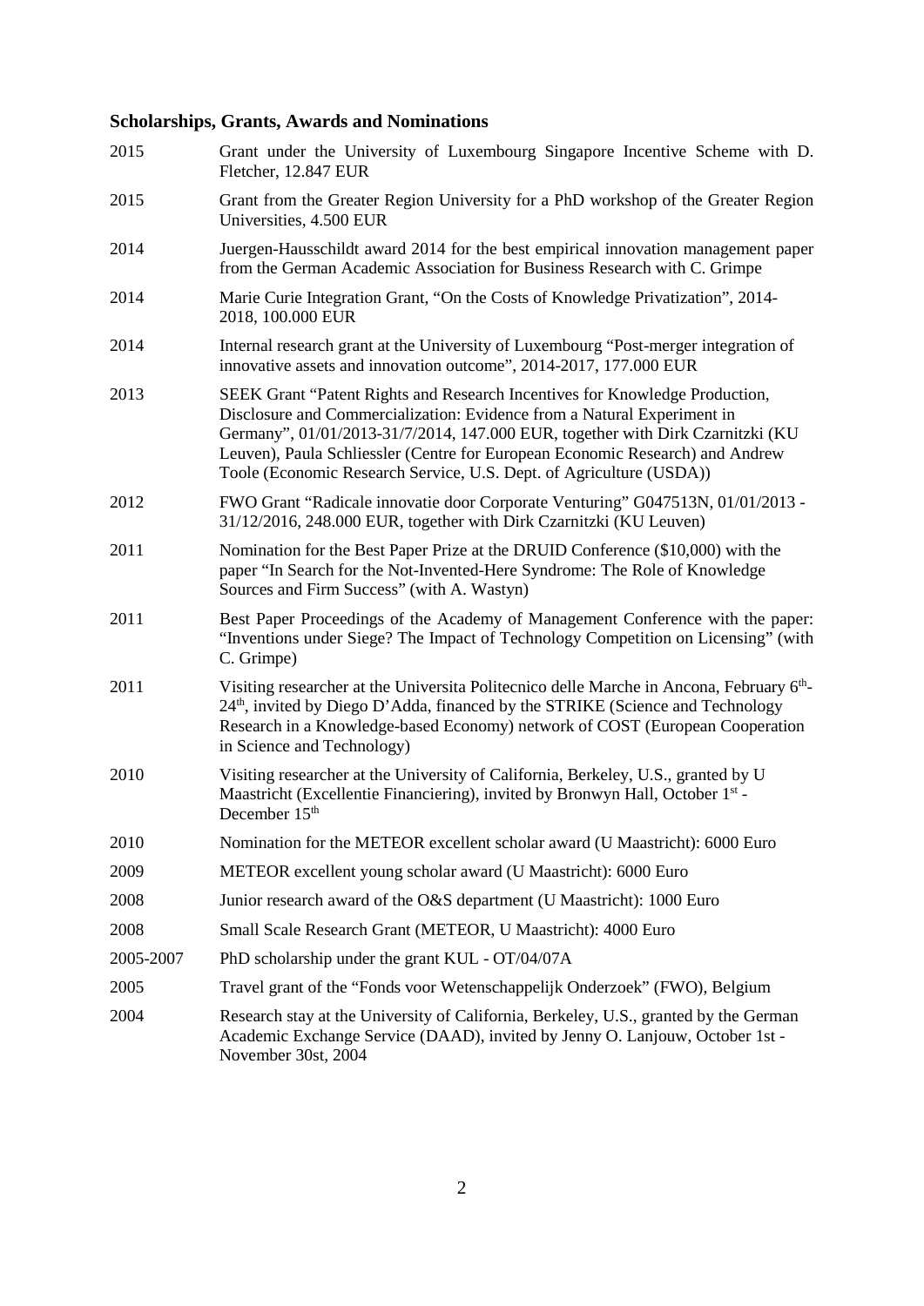## Scholarships, Grants, Awards and Nominations

| | |
|---|---|
| 2015 | Grant under the University of Luxembourg Singapore Incentive Scheme with D. Fletcher, 12.847 EUR |
| 2015 | Grant from the Greater Region University for a PhD workshop of the Greater Region Universities, 4.500 EUR |
| 2014 | Juergen-Hausschildt award 2014 for the best empirical innovation management paper from the German Academic Association for Business Research with C. Grimpe |
| 2014 | Marie Curie Integration Grant, "On the Costs of Knowledge Privatization", 2014-2018, 100.000 EUR |
| 2014 | Internal research grant at the University of Luxembourg "Post-merger integration of innovative assets and innovation outcome", 2014-2017, 177.000 EUR |
| 2013 | SEEK Grant "Patent Rights and Research Incentives for Knowledge Production, Disclosure and Commercialization: Evidence from a Natural Experiment in Germany", 01/01/2013-31/7/2014, 147.000 EUR, together with Dirk Czarnitzki (KU Leuven), Paula Schliessler (Centre for European Economic Research) and Andrew Toole (Economic Research Service, U.S. Dept. of Agriculture (USDA)) |
| 2012 | FWO Grant "Radicale innovatie door Corporate Venturing" G047513N, 01/01/2013 - 31/12/2016, 248.000 EUR, together with Dirk Czarnitzki (KU Leuven) |
| 2011 | Nomination for the Best Paper Prize at the DRUID Conference ($10,000) with the paper "In Search for the Not-Invented-Here Syndrome: The Role of Knowledge Sources and Firm Success" (with A. Wastyn) |
| 2011 | Best Paper Proceedings of the Academy of Management Conference with the paper: "Inventions under Siege? The Impact of Technology Competition on Licensing" (with C. Grimpe) |
| 2011 | Visiting researcher at the Universita Politecnico delle Marche in Ancona, February 6th-24th, invited by Diego D'Adda, financed by the STRIKE (Science and Technology Research in a Knowledge-based Economy) network of COST (European Cooperation in Science and Technology) |
| 2010 | Visiting researcher at the University of California, Berkeley, U.S., granted by U Maastricht (Excellentie Financiering), invited by Bronwyn Hall, October 1st - December 15th |
| 2010 | Nomination for the METEOR excellent scholar award (U Maastricht): 6000 Euro |
| 2009 | METEOR excellent young scholar award (U Maastricht): 6000 Euro |
| 2008 | Junior research award of the O&S department (U Maastricht): 1000 Euro |
| 2008 | Small Scale Research Grant (METEOR, U Maastricht): 4000 Euro |
| 2005-2007 | PhD scholarship under the grant KUL - OT/04/07A |
| 2005 | Travel grant of the "Fonds voor Wetenschappelijk Onderzoek" (FWO), Belgium |
| 2004 | Research stay at the University of California, Berkeley, U.S., granted by the German Academic Exchange Service (DAAD), invited by Jenny O. Lanjouw, October 1st - November 30st, 2004 |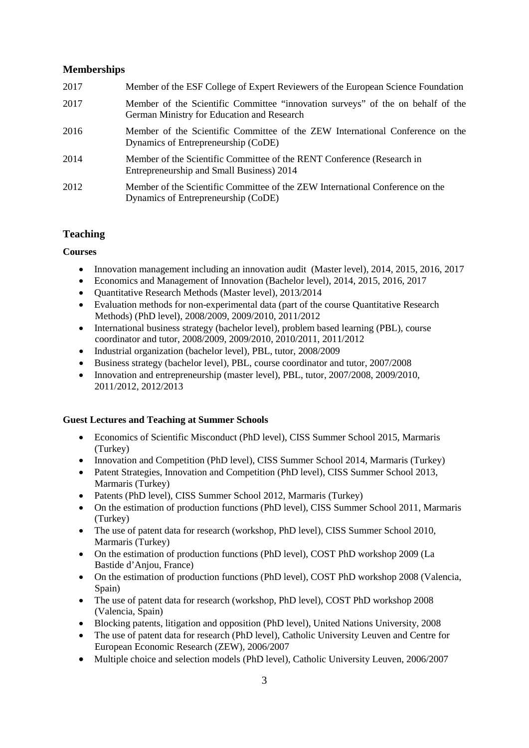## Memberships

| | |
|---|---|
| 2017 | Member of the ESF College of Expert Reviewers of the European Science Foundation |
| 2017 | Member of the Scientific Committee "innovation surveys" of the on behalf of the German Ministry for Education and Research |
| 2016 | Member of the Scientific Committee of the ZEW International Conference on the Dynamics of Entrepreneurship (CoDE) |
| 2014 | Member of the Scientific Committee of the RENT Conference (Research in Entrepreneurship and Small Business) 2014 |
| 2012 | Member of the Scientific Committee of the ZEW International Conference on the Dynamics of Entrepreneurship (CoDE) |

## Teaching

### Courses

- Innovation management including an innovation audit (Master level), 2014, 2015, 2016, 2017
- Economics and Management of Innovation (Bachelor level), 2014, 2015, 2016, 2017
- Quantitative Research Methods (Master level), 2013/2014
- Evaluation methods for non-experimental data (part of the course Quantitative Research Methods) (PhD level), 2008/2009, 2009/2010, 2011/2012
- International business strategy (bachelor level), problem based learning (PBL), course coordinator and tutor, 2008/2009, 2009/2010, 2010/2011, 2011/2012
- Industrial organization (bachelor level), PBL, tutor, 2008/2009
- Business strategy (bachelor level), PBL, course coordinator and tutor, 2007/2008
- Innovation and entrepreneurship (master level), PBL, tutor, 2007/2008, 2009/2010, 2011/2012, 2012/2013

### Guest Lectures and Teaching at Summer Schools

- Economics of Scientific Misconduct (PhD level), CISS Summer School 2015, Marmaris (Turkey)
- Innovation and Competition (PhD level), CISS Summer School 2014, Marmaris (Turkey)
- Patent Strategies, Innovation and Competition (PhD level), CISS Summer School 2013, Marmaris (Turkey)
- Patents (PhD level), CISS Summer School 2012, Marmaris (Turkey)
- On the estimation of production functions (PhD level), CISS Summer School 2011, Marmaris (Turkey)
- The use of patent data for research (workshop, PhD level), CISS Summer School 2010, Marmaris (Turkey)
- On the estimation of production functions (PhD level), COST PhD workshop 2009 (La Bastide d'Anjou, France)
- On the estimation of production functions (PhD level), COST PhD workshop 2008 (Valencia, Spain)
- The use of patent data for research (workshop, PhD level), COST PhD workshop 2008 (Valencia, Spain)
- Blocking patents, litigation and opposition (PhD level), United Nations University, 2008
- The use of patent data for research (PhD level), Catholic University Leuven and Centre for European Economic Research (ZEW), 2006/2007
- Multiple choice and selection models (PhD level), Catholic University Leuven, 2006/2007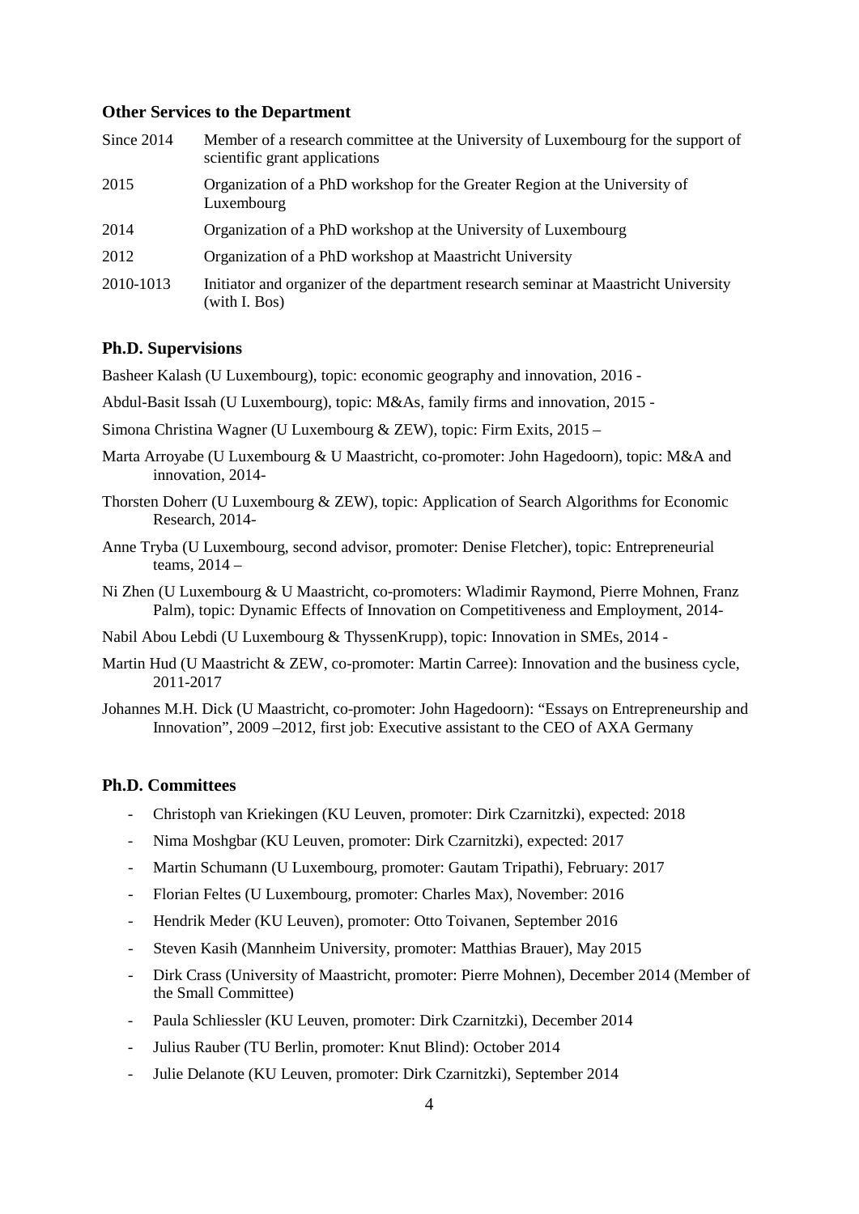### Other Services to the Department

| | |
|---|---|
| Since 2014 | Member of a research committee at the University of Luxembourg for the support of scientific grant applications |
| 2015 | Organization of a PhD workshop for the Greater Region at the University of Luxembourg |
| 2014 | Organization of a PhD workshop at the University of Luxembourg |
| 2012 | Organization of a PhD workshop at Maastricht University |
| 2010-1013 | Initiator and organizer of the department research seminar at Maastricht University (with I. Bos) |

### Ph.D. Supervisions

Basheer Kalash (U Luxembourg), topic: economic geography and innovation, 2016 -

Abdul-Basit Issah (U Luxembourg), topic: M&As, family firms and innovation, 2015 -

Simona Christina Wagner (U Luxembourg & ZEW), topic: Firm Exits, 2015 –

Marta Arroyabe (U Luxembourg & U Maastricht, co-promoter: John Hagedoorn), topic: M&A and innovation, 2014-

Thorsten Doherr (U Luxembourg & ZEW), topic: Application of Search Algorithms for Economic Research, 2014-

Anne Tryba (U Luxembourg, second advisor, promoter: Denise Fletcher), topic: Entrepreneurial teams, 2014 –

Ni Zhen (U Luxembourg & U Maastricht, co-promoters: Wladimir Raymond, Pierre Mohnen, Franz Palm), topic: Dynamic Effects of Innovation on Competitiveness and Employment, 2014-

Nabil Abou Lebdi (U Luxembourg & ThyssenKrupp), topic: Innovation in SMEs, 2014 -

Martin Hud (U Maastricht & ZEW, co-promoter: Martin Carree): Innovation and the business cycle, 2011-2017

Johannes M.H. Dick (U Maastricht, co-promoter: John Hagedoorn): "Essays on Entrepreneurship and Innovation", 2009 –2012, first job: Executive assistant to the CEO of AXA Germany

### Ph.D. Committees

- Christoph van Kriekingen (KU Leuven, promoter: Dirk Czarnitzki), expected: 2018
- Nima Moshgbar (KU Leuven, promoter: Dirk Czarnitzki), expected: 2017
- Martin Schumann (U Luxembourg, promoter: Gautam Tripathi), February: 2017
- Florian Feltes (U Luxembourg, promoter: Charles Max), November: 2016
- Hendrik Meder (KU Leuven), promoter: Otto Toivanen, September 2016
- Steven Kasih (Mannheim University, promoter: Matthias Brauer), May 2015
- Dirk Crass (University of Maastricht, promoter: Pierre Mohnen), December 2014 (Member of the Small Committee)
- Paula Schliessler (KU Leuven, promoter: Dirk Czarnitzki), December 2014
- Julius Rauber (TU Berlin, promoter: Knut Blind): October 2014
- Julie Delanote (KU Leuven, promoter: Dirk Czarnitzki), September 2014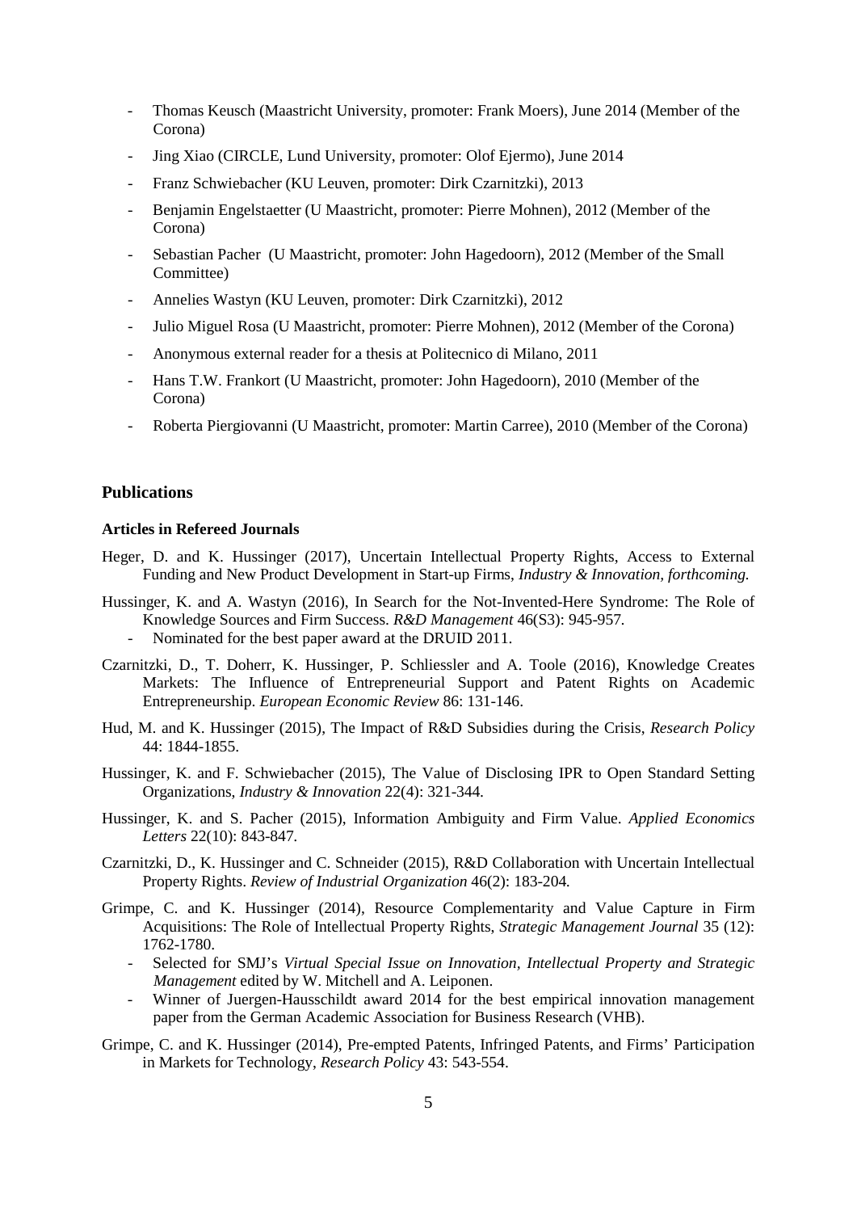- Thomas Keusch (Maastricht University, promoter: Frank Moers), June 2014 (Member of the Corona)
- Jing Xiao (CIRCLE, Lund University, promoter: Olof Ejermo), June 2014
- Franz Schwiebacher (KU Leuven, promoter: Dirk Czarnitzki), 2013
- Benjamin Engelstaetter (U Maastricht, promoter: Pierre Mohnen), 2012 (Member of the Corona)
- Sebastian Pacher (U Maastricht, promoter: John Hagedoorn), 2012 (Member of the Small Committee)
- Annelies Wastyn (KU Leuven, promoter: Dirk Czarnitzki), 2012
- Julio Miguel Rosa (U Maastricht, promoter: Pierre Mohnen), 2012 (Member of the Corona)
- Anonymous external reader for a thesis at Politecnico di Milano, 2011
- Hans T.W. Frankort (U Maastricht, promoter: John Hagedoorn), 2010 (Member of the Corona)
- Roberta Piergiovanni (U Maastricht, promoter: Martin Carree), 2010 (Member of the Corona)

## Publications

### Articles in Refereed Journals

Heger, D. and K. Hussinger (2017), Uncertain Intellectual Property Rights, Access to External Funding and New Product Development in Start-up Firms, *Industry & Innovation, forthcoming.*

Hussinger, K. and A. Wastyn (2016), In Search for the Not-Invented-Here Syndrome: The Role of Knowledge Sources and Firm Success. *R&D Management* 46(S3): 945-957.
- Nominated for the best paper award at the DRUID 2011.

Czarnitzki, D., T. Doherr, K. Hussinger, P. Schliessler and A. Toole (2016), Knowledge Creates Markets: The Influence of Entrepreneurial Support and Patent Rights on Academic Entrepreneurship. *European Economic Review* 86: 131-146.

Hud, M. and K. Hussinger (2015), The Impact of R&D Subsidies during the Crisis, *Research Policy* 44: 1844-1855.

Hussinger, K. and F. Schwiebacher (2015), The Value of Disclosing IPR to Open Standard Setting Organizations, *Industry & Innovation* 22(4): 321-344.

Hussinger, K. and S. Pacher (2015), Information Ambiguity and Firm Value. *Applied Economics Letters* 22(10): 843-847.

Czarnitzki, D., K. Hussinger and C. Schneider (2015), R&D Collaboration with Uncertain Intellectual Property Rights. *Review of Industrial Organization* 46(2): 183-204.

Grimpe, C. and K. Hussinger (2014), Resource Complementarity and Value Capture in Firm Acquisitions: The Role of Intellectual Property Rights, *Strategic Management Journal* 35 (12): 1762-1780.
- Selected for SMJ's *Virtual Special Issue on Innovation, Intellectual Property and Strategic Management* edited by W. Mitchell and A. Leiponen.
- Winner of Juergen-Hausschildt award 2014 for the best empirical innovation management paper from the German Academic Association for Business Research (VHB).

Grimpe, C. and K. Hussinger (2014), Pre-empted Patents, Infringed Patents, and Firms' Participation in Markets for Technology, *Research Policy* 43: 543-554.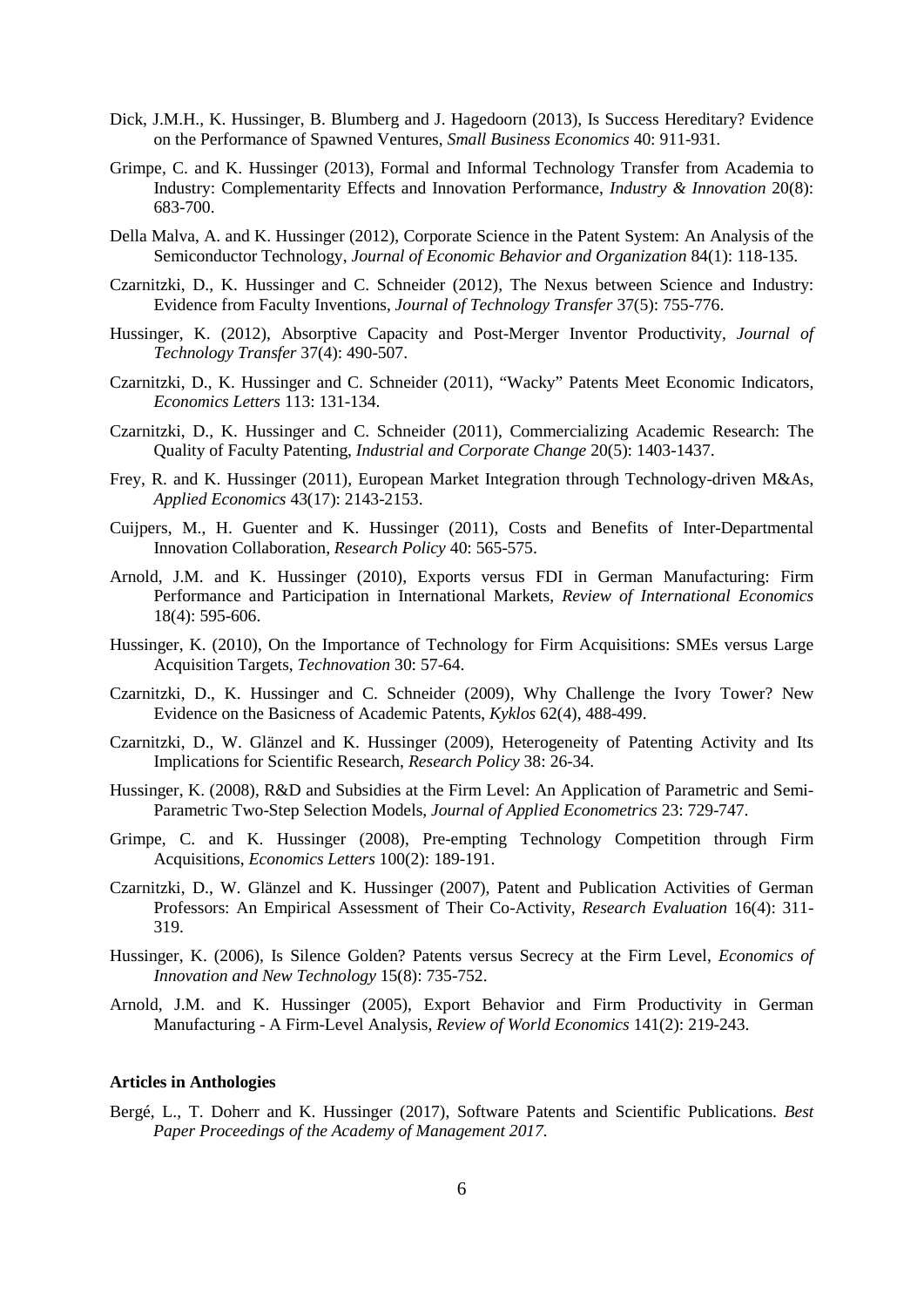Dick, J.M.H., K. Hussinger, B. Blumberg and J. Hagedoorn (2013), Is Success Hereditary? Evidence on the Performance of Spawned Ventures, *Small Business Economics* 40: 911-931.

Grimpe, C. and K. Hussinger (2013), Formal and Informal Technology Transfer from Academia to Industry: Complementarity Effects and Innovation Performance, *Industry & Innovation* 20(8): 683-700.

Della Malva, A. and K. Hussinger (2012), Corporate Science in the Patent System: An Analysis of the Semiconductor Technology, *Journal of Economic Behavior and Organization* 84(1): 118-135.

Czarnitzki, D., K. Hussinger and C. Schneider (2012), The Nexus between Science and Industry: Evidence from Faculty Inventions, *Journal of Technology Transfer* 37(5): 755-776.

Hussinger, K. (2012), Absorptive Capacity and Post-Merger Inventor Productivity, *Journal of Technology Transfer* 37(4): 490-507.

Czarnitzki, D., K. Hussinger and C. Schneider (2011), "Wacky" Patents Meet Economic Indicators, *Economics Letters* 113: 131-134.

Czarnitzki, D., K. Hussinger and C. Schneider (2011), Commercializing Academic Research: The Quality of Faculty Patenting, *Industrial and Corporate Change* 20(5): 1403-1437.

Frey, R. and K. Hussinger (2011), European Market Integration through Technology-driven M&As, *Applied Economics* 43(17): 2143-2153.

Cuijpers, M., H. Guenter and K. Hussinger (2011), Costs and Benefits of Inter-Departmental Innovation Collaboration, *Research Policy* 40: 565-575.

Arnold, J.M. and K. Hussinger (2010), Exports versus FDI in German Manufacturing: Firm Performance and Participation in International Markets, *Review of International Economics* 18(4): 595-606.

Hussinger, K. (2010), On the Importance of Technology for Firm Acquisitions: SMEs versus Large Acquisition Targets, *Technovation* 30: 57-64.

Czarnitzki, D., K. Hussinger and C. Schneider (2009), Why Challenge the Ivory Tower? New Evidence on the Basicness of Academic Patents, *Kyklos* 62(4), 488-499.

Czarnitzki, D., W. Glänzel and K. Hussinger (2009), Heterogeneity of Patenting Activity and Its Implications for Scientific Research, *Research Policy* 38: 26-34.

Hussinger, K. (2008), R&D and Subsidies at the Firm Level: An Application of Parametric and Semi-Parametric Two-Step Selection Models, *Journal of Applied Econometrics* 23: 729-747.

Grimpe, C. and K. Hussinger (2008), Pre-empting Technology Competition through Firm Acquisitions, *Economics Letters* 100(2): 189-191.

Czarnitzki, D., W. Glänzel and K. Hussinger (2007), Patent and Publication Activities of German Professors: An Empirical Assessment of Their Co-Activity, *Research Evaluation* 16(4): 311-319.

Hussinger, K. (2006), Is Silence Golden? Patents versus Secrecy at the Firm Level, *Economics of Innovation and New Technology* 15(8): 735-752.

Arnold, J.M. and K. Hussinger (2005), Export Behavior and Firm Productivity in German Manufacturing - A Firm-Level Analysis, *Review of World Economics* 141(2): 219-243.

**Articles in Anthologies**

Bergé, L., T. Doherr and K. Hussinger (2017), Software Patents and Scientific Publications. *Best Paper Proceedings of the Academy of Management 2017*.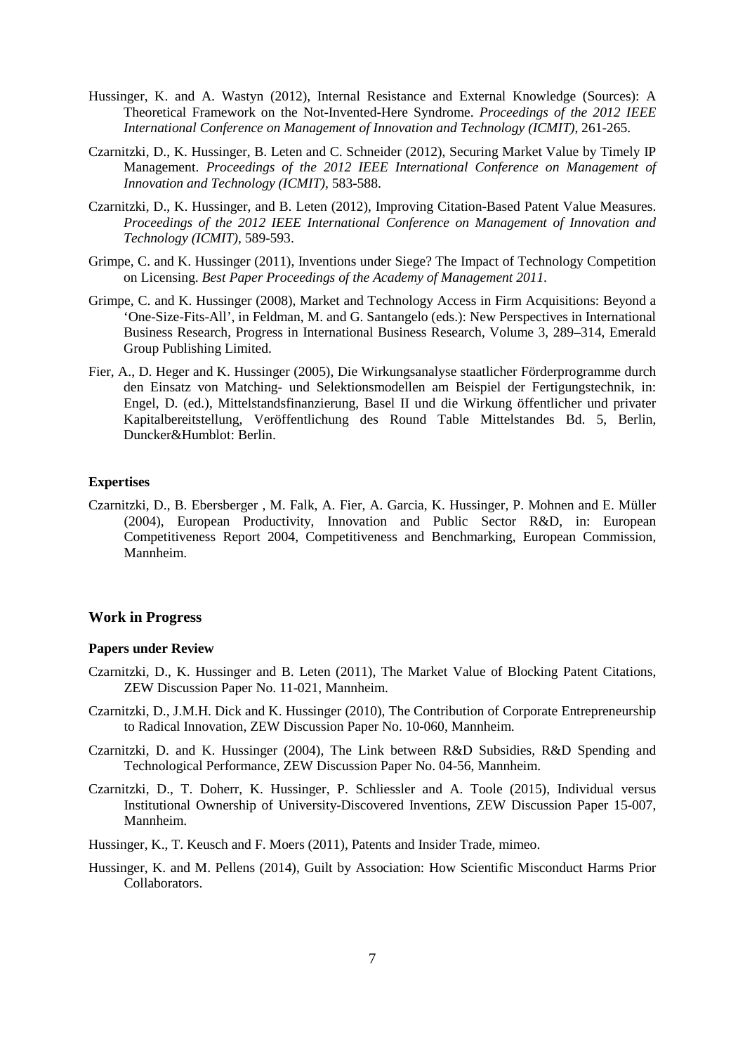Hussinger, K. and A. Wastyn (2012), Internal Resistance and External Knowledge (Sources): A Theoretical Framework on the Not-Invented-Here Syndrome. *Proceedings of the 2012 IEEE International Conference on Management of Innovation and Technology (ICMIT)*, 261-265.

Czarnitzki, D., K. Hussinger, B. Leten and C. Schneider (2012), Securing Market Value by Timely IP Management. *Proceedings of the 2012 IEEE International Conference on Management of Innovation and Technology (ICMIT)*, 583-588.

Czarnitzki, D., K. Hussinger, and B. Leten (2012), Improving Citation-Based Patent Value Measures. *Proceedings of the 2012 IEEE International Conference on Management of Innovation and Technology (ICMIT)*, 589-593.

Grimpe, C. and K. Hussinger (2011), Inventions under Siege? The Impact of Technology Competition on Licensing. *Best Paper Proceedings of the Academy of Management 2011.*

Grimpe, C. and K. Hussinger (2008), Market and Technology Access in Firm Acquisitions: Beyond a 'One-Size-Fits-All', in Feldman, M. and G. Santangelo (eds.): New Perspectives in International Business Research, Progress in International Business Research, Volume 3, 289–314, Emerald Group Publishing Limited.

Fier, A., D. Heger and K. Hussinger (2005), Die Wirkungsanalyse staatlicher Förderprogramme durch den Einsatz von Matching- und Selektionsmodellen am Beispiel der Fertigungstechnik, in: Engel, D. (ed.), Mittelstandsfinanzierung, Basel II und die Wirkung öffentlicher und privater Kapitalbereitstellung, Veröffentlichung des Round Table Mittelstandes Bd. 5, Berlin, Duncker&Humblot: Berlin.

### Expertises

Czarnitzki, D., B. Ebersberger , M. Falk, A. Fier, A. Garcia, K. Hussinger, P. Mohnen and E. Müller (2004), European Productivity, Innovation and Public Sector R&D, in: European Competitiveness Report 2004, Competitiveness and Benchmarking, European Commission, Mannheim.

## Work in Progress

### Papers under Review

Czarnitzki, D., K. Hussinger and B. Leten (2011), The Market Value of Blocking Patent Citations, ZEW Discussion Paper No. 11-021, Mannheim.

Czarnitzki, D., J.M.H. Dick and K. Hussinger (2010), The Contribution of Corporate Entrepreneurship to Radical Innovation, ZEW Discussion Paper No. 10-060, Mannheim.

Czarnitzki, D. and K. Hussinger (2004), The Link between R&D Subsidies, R&D Spending and Technological Performance, ZEW Discussion Paper No. 04-56, Mannheim.

Czarnitzki, D., T. Doherr, K. Hussinger, P. Schliessler and A. Toole (2015), Individual versus Institutional Ownership of University-Discovered Inventions, ZEW Discussion Paper 15-007, Mannheim.

Hussinger, K., T. Keusch and F. Moers (2011), Patents and Insider Trade, mimeo.

Hussinger, K. and M. Pellens (2014), Guilt by Association: How Scientific Misconduct Harms Prior Collaborators.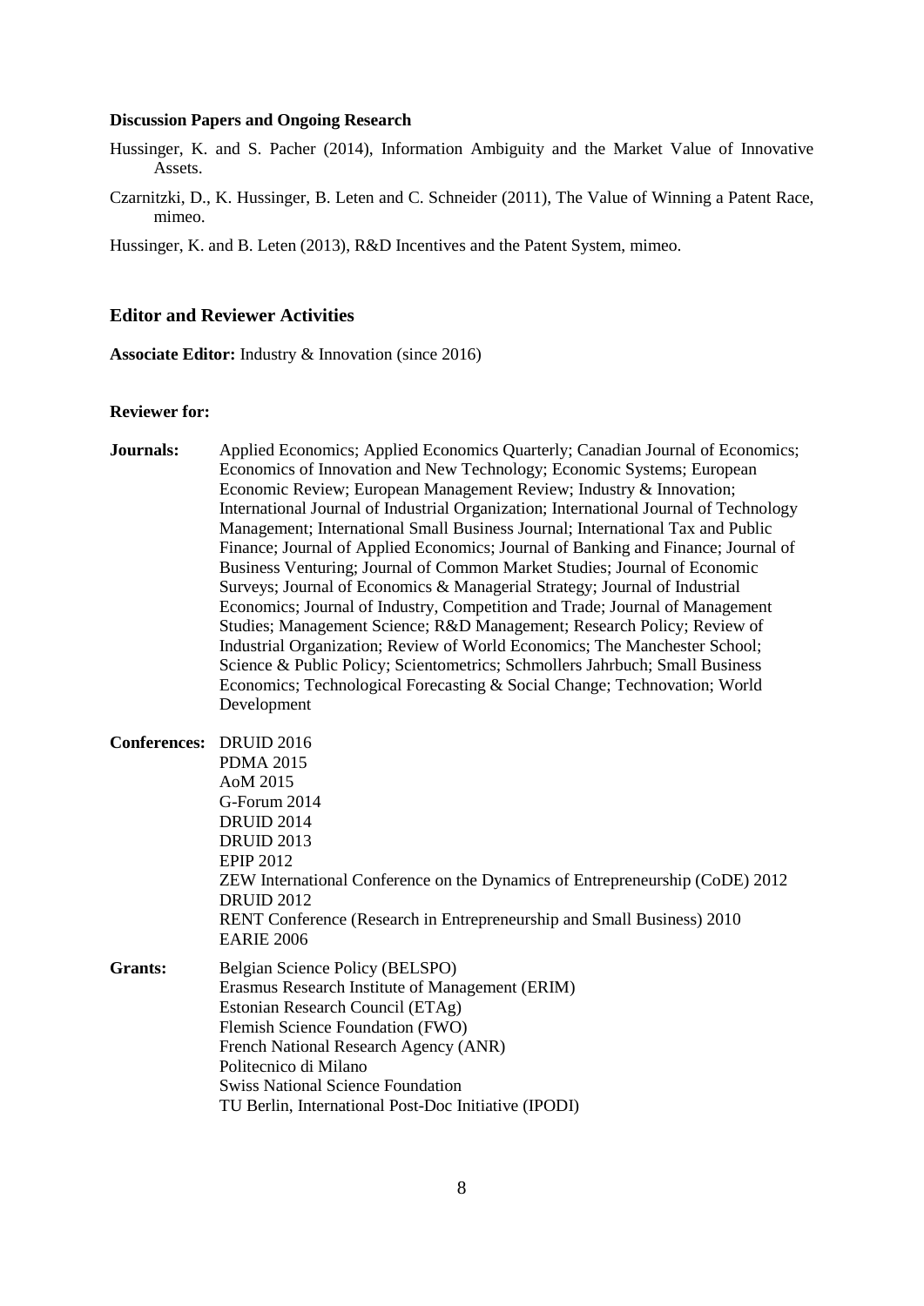**Discussion Papers and Ongoing Research**

Hussinger, K. and S. Pacher (2014), Information Ambiguity and the Market Value of Innovative Assets.

Czarnitzki, D., K. Hussinger, B. Leten and C. Schneider (2011), The Value of Winning a Patent Race, mimeo.

Hussinger, K. and B. Leten (2013), R&D Incentives and the Patent System, mimeo.

## Editor and Reviewer Activities

**Associate Editor:** Industry & Innovation (since 2016)

**Reviewer for:**

**Journals:** Applied Economics; Applied Economics Quarterly; Canadian Journal of Economics; Economics of Innovation and New Technology; Economic Systems; European Economic Review; European Management Review; Industry & Innovation; International Journal of Industrial Organization; International Journal of Technology Management; International Small Business Journal; International Tax and Public Finance; Journal of Applied Economics; Journal of Banking and Finance; Journal of Business Venturing; Journal of Common Market Studies; Journal of Economic Surveys; Journal of Economics & Managerial Strategy; Journal of Industrial Economics; Journal of Industry, Competition and Trade; Journal of Management Studies; Management Science; R&D Management; Research Policy; Review of Industrial Organization; Review of World Economics; The Manchester School; Science & Public Policy; Scientometrics; Schmollers Jahrbuch; Small Business Economics; Technological Forecasting & Social Change; Technovation; World Development

**Conferences:**
DRUID 2016
PDMA 2015
AoM 2015
G-Forum 2014
DRUID 2014
DRUID 2013
EPIP 2012
ZEW International Conference on the Dynamics of Entrepreneurship (CoDE) 2012
DRUID 2012
RENT Conference (Research in Entrepreneurship and Small Business) 2010
EARIE 2006

**Grants:**
Belgian Science Policy (BELSPO)
Erasmus Research Institute of Management (ERIM)
Estonian Research Council (ETAg)
Flemish Science Foundation (FWO)
French National Research Agency (ANR)
Politecnico di Milano
Swiss National Science Foundation
TU Berlin, International Post-Doc Initiative (IPODI)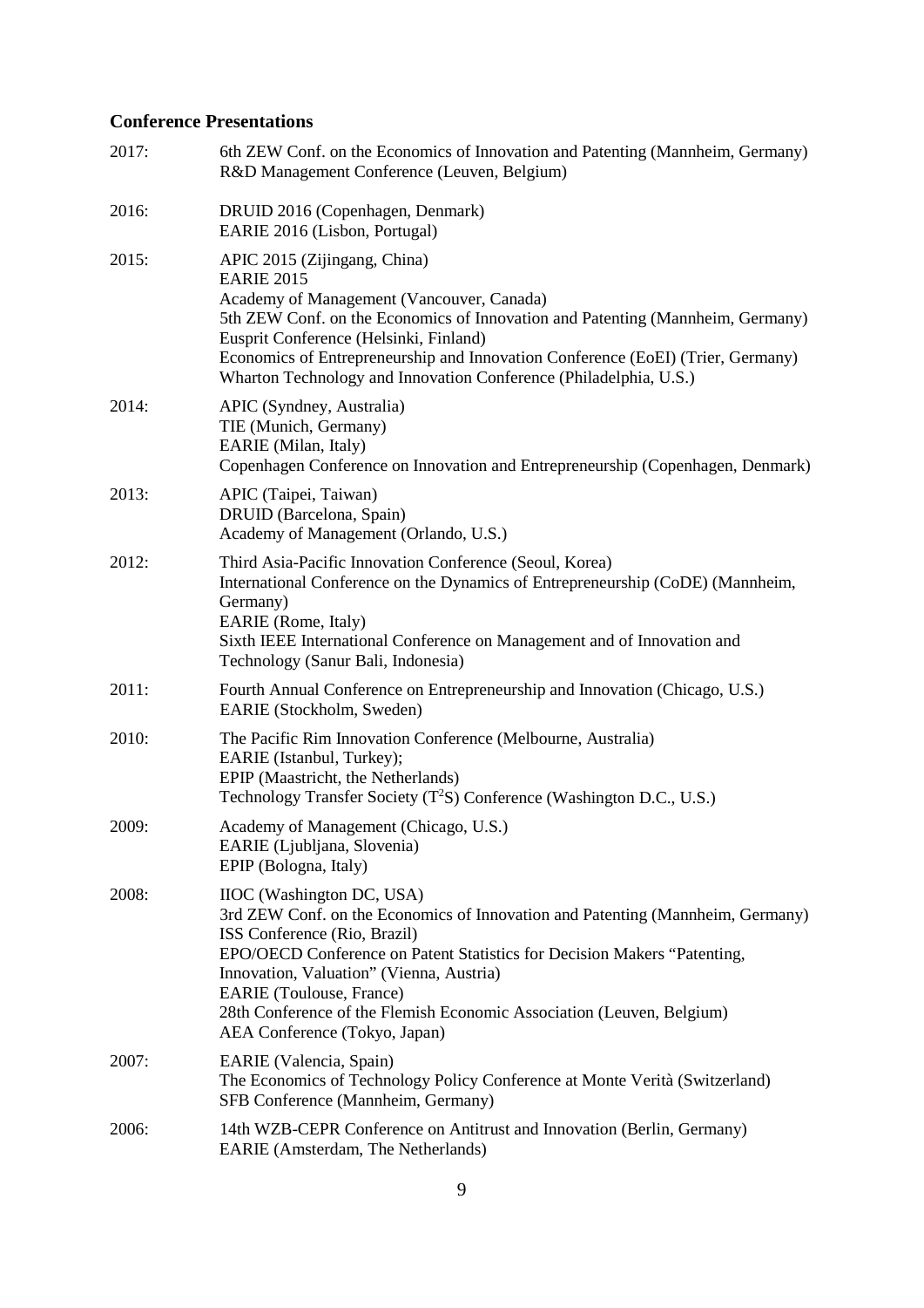## Conference Presentations

2017: 6th ZEW Conf. on the Economics of Innovation and Patenting (Mannheim, Germany)
R&D Management Conference (Leuven, Belgium)

2016: DRUID 2016 (Copenhagen, Denmark)
EARIE 2016 (Lisbon, Portugal)

2015: APIC 2015 (Zijingang, China)
EARIE 2015
Academy of Management (Vancouver, Canada)
5th ZEW Conf. on the Economics of Innovation and Patenting (Mannheim, Germany)
Eusprit Conference (Helsinki, Finland)
Economics of Entrepreneurship and Innovation Conference (EoEI) (Trier, Germany)
Wharton Technology and Innovation Conference (Philadelphia, U.S.)

2014: APIC (Syndney, Australia)
TIE (Munich, Germany)
EARIE (Milan, Italy)
Copenhagen Conference on Innovation and Entrepreneurship (Copenhagen, Denmark)

2013: APIC (Taipei, Taiwan)
DRUID (Barcelona, Spain)
Academy of Management (Orlando, U.S.)

2012: Third Asia-Pacific Innovation Conference (Seoul, Korea)
International Conference on the Dynamics of Entrepreneurship (CoDE) (Mannheim, Germany)
EARIE (Rome, Italy)
Sixth IEEE International Conference on Management and of Innovation and Technology (Sanur Bali, Indonesia)

2011: Fourth Annual Conference on Entrepreneurship and Innovation (Chicago, U.S.)
EARIE (Stockholm, Sweden)

2010: The Pacific Rim Innovation Conference (Melbourne, Australia)
EARIE (Istanbul, Turkey);
EPIP (Maastricht, the Netherlands)
Technology Transfer Society ($T^2S$) Conference (Washington D.C., U.S.)

2009: Academy of Management (Chicago, U.S.)
EARIE (Ljubljana, Slovenia)
EPIP (Bologna, Italy)

2008: IIOC (Washington DC, USA)
3rd ZEW Conf. on the Economics of Innovation and Patenting (Mannheim, Germany)
ISS Conference (Rio, Brazil)
EPO/OECD Conference on Patent Statistics for Decision Makers "Patenting, Innovation, Valuation" (Vienna, Austria)
EARIE (Toulouse, France)
28th Conference of the Flemish Economic Association (Leuven, Belgium)
AEA Conference (Tokyo, Japan)

2007: EARIE (Valencia, Spain)
The Economics of Technology Policy Conference at Monte Verità (Switzerland)
SFB Conference (Mannheim, Germany)

2006: 14th WZB-CEPR Conference on Antitrust and Innovation (Berlin, Germany)
EARIE (Amsterdam, The Netherlands)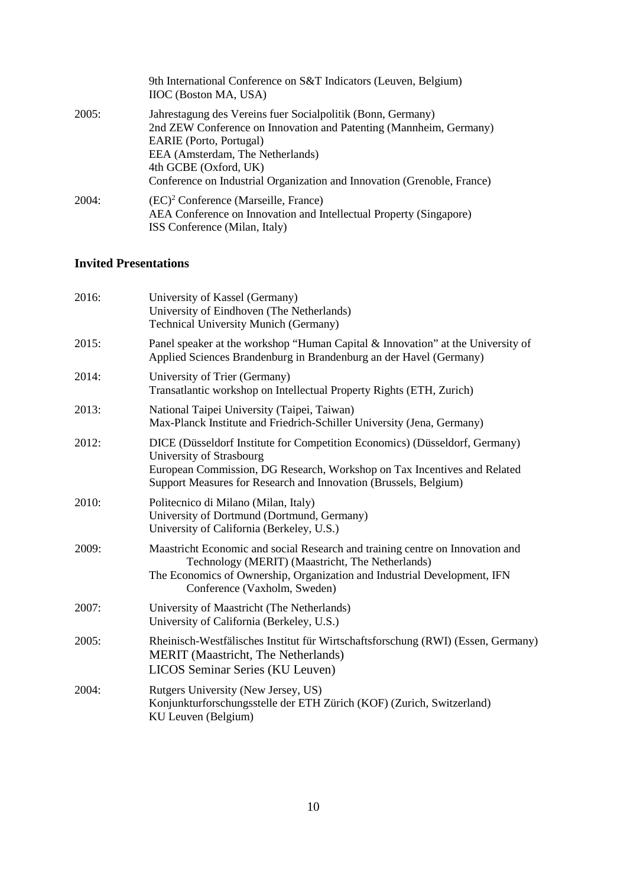9th International Conference on S&T Indicators (Leuven, Belgium)
IIOC (Boston MA, USA)

2005: Jahrestagung des Vereins fuer Socialpolitik (Bonn, Germany)
2nd ZEW Conference on Innovation and Patenting (Mannheim, Germany)
EARIE (Porto, Portugal)
EEA (Amsterdam, The Netherlands)
4th GCBE (Oxford, UK)
Conference on Industrial Organization and Innovation (Grenoble, France)

2004: $(EC)^2$ Conference (Marseille, France)
AEA Conference on Innovation and Intellectual Property (Singapore)
ISS Conference (Milan, Italy)

### Invited Presentations

2016: University of Kassel (Germany)
University of Eindhoven (The Netherlands)
Technical University Munich (Germany)

2015: Panel speaker at the workshop "Human Capital & Innovation" at the University of Applied Sciences Brandenburg in Brandenburg an der Havel (Germany)

2014: University of Trier (Germany)
Transatlantic workshop on Intellectual Property Rights (ETH, Zurich)

2013: National Taipei University (Taipei, Taiwan)
Max-Planck Institute and Friedrich-Schiller University (Jena, Germany)

2012: DICE (Düsseldorf Institute for Competition Economics) (Düsseldorf, Germany)
University of Strasbourg
European Commission, DG Research, Workshop on Tax Incentives and Related Support Measures for Research and Innovation (Brussels, Belgium)

2010: Politecnico di Milano (Milan, Italy)
University of Dortmund (Dortmund, Germany)
University of California (Berkeley, U.S.)

2009: Maastricht Economic and social Research and training centre on Innovation and Technology (MERIT) (Maastricht, The Netherlands)
The Economics of Ownership, Organization and Industrial Development, IFN Conference (Vaxholm, Sweden)

2007: University of Maastricht (The Netherlands)
University of California (Berkeley, U.S.)

2005: Rheinisch-Westfälisches Institut für Wirtschaftsforschung (RWI) (Essen, Germany)
MERIT (Maastricht, The Netherlands)
LICOS Seminar Series (KU Leuven)

2004: Rutgers University (New Jersey, US)
Konjunkturforschungsstelle der ETH Zürich (KOF) (Zurich, Switzerland)
KU Leuven (Belgium)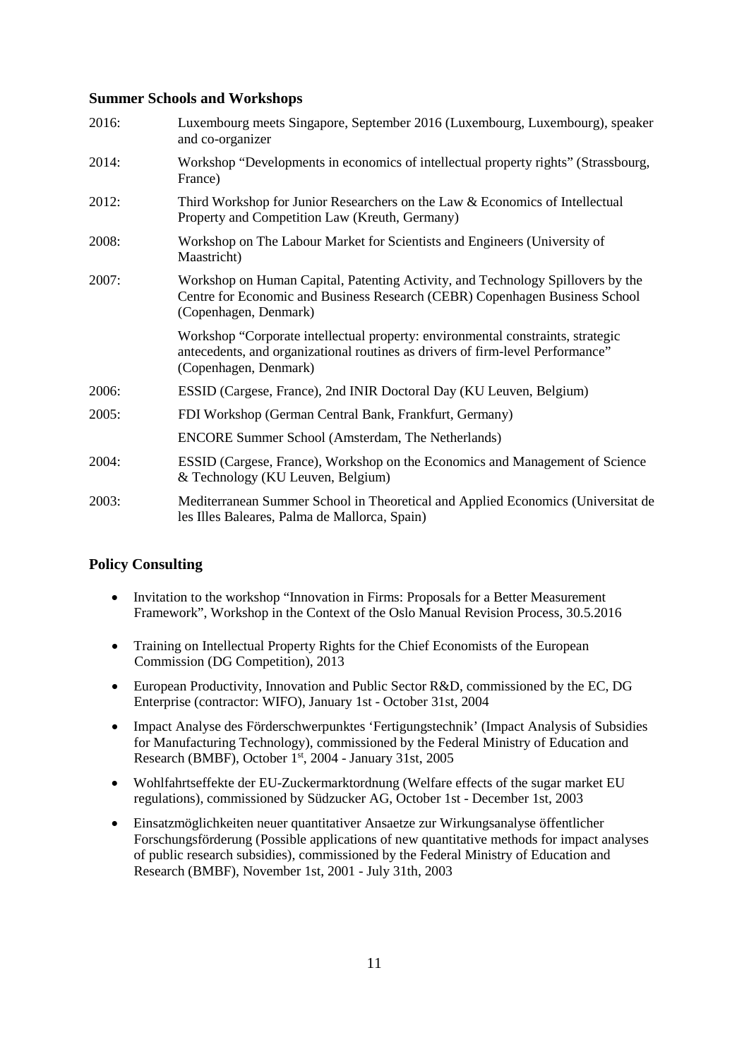## Summer Schools and Workshops

| | |
|---|---|
| 2016: | Luxembourg meets Singapore, September 2016 (Luxembourg, Luxembourg), speaker and co-organizer |
| 2014: | Workshop “Developments in economics of intellectual property rights” (Strassbourg, France) |
| 2012: | Third Workshop for Junior Researchers on the Law & Economics of Intellectual Property and Competition Law (Kreuth, Germany) |
| 2008: | Workshop on The Labour Market for Scientists and Engineers (University of Maastricht) |
| 2007: | Workshop on Human Capital, Patenting Activity, and Technology Spillovers by the Centre for Economic and Business Research (CEBR) Copenhagen Business School (Copenhagen, Denmark) |
| | Workshop “Corporate intellectual property: environmental constraints, strategic antecedents, and organizational routines as drivers of firm-level Performance” (Copenhagen, Denmark) |
| 2006: | ESSID (Cargese, France), 2nd INIR Doctoral Day (KU Leuven, Belgium) |
| 2005: | FDI Workshop (German Central Bank, Frankfurt, Germany) |
| | ENCORE Summer School (Amsterdam, The Netherlands) |
| 2004: | ESSID (Cargese, France), Workshop on the Economics and Management of Science & Technology (KU Leuven, Belgium) |
| 2003: | Mediterranean Summer School in Theoretical and Applied Economics (Universitat de les Illes Baleares, Palma de Mallorca, Spain) |

## Policy Consulting

- Invitation to the workshop “Innovation in Firms: Proposals for a Better Measurement Framework”, Workshop in the Context of the Oslo Manual Revision Process, 30.5.2016
- Training on Intellectual Property Rights for the Chief Economists of the European Commission (DG Competition), 2013
- European Productivity, Innovation and Public Sector R&D, commissioned by the EC, DG Enterprise (contractor: WIFO), January 1st - October 31st, 2004
- Impact Analyse des Förderschwerpunktes ‘Fertigungstechnik’ (Impact Analysis of Subsidies for Manufacturing Technology), commissioned by the Federal Ministry of Education and Research (BMBF), October 1st, 2004 - January 31st, 2005
- Wohlfahrtseffekte der EU-Zuckermarktordnung (Welfare effects of the sugar market EU regulations), commissioned by Südzucker AG, October 1st - December 1st, 2003
- Einsatzmöglichkeiten neuer quantitativer Ansaetze zur Wirkungsanalyse öffentlicher Forschungsförderung (Possible applications of new quantitative methods for impact analyses of public research subsidies), commissioned by the Federal Ministry of Education and Research (BMBF), November 1st, 2001 - July 31th, 2003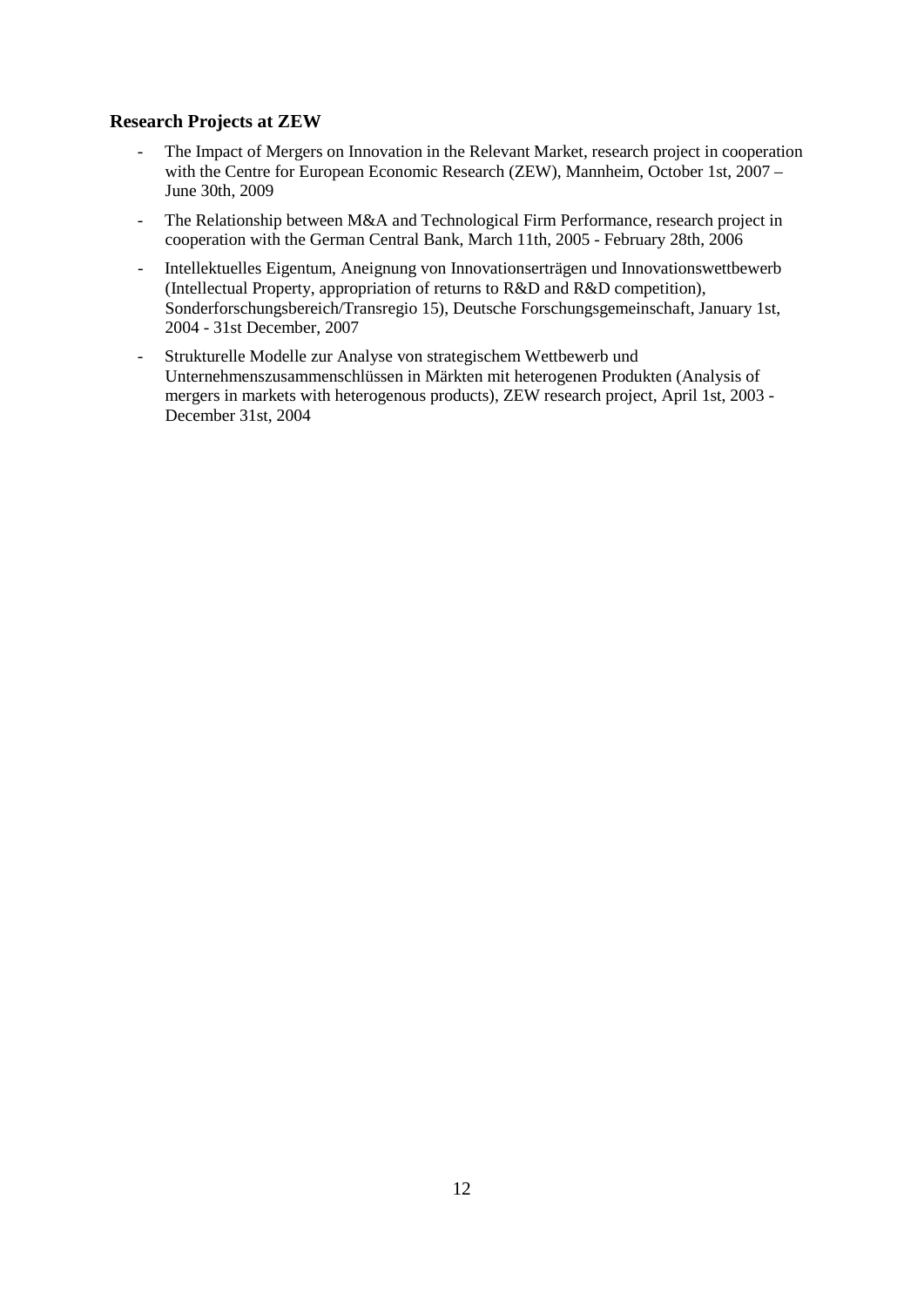### Research Projects at ZEW

- The Impact of Mergers on Innovation in the Relevant Market, research project in cooperation with the Centre for European Economic Research (ZEW), Mannheim, October 1st, 2007 – June 30th, 2009
- The Relationship between M&A and Technological Firm Performance, research project in cooperation with the German Central Bank, March 11th, 2005 - February 28th, 2006
- Intellektuelles Eigentum, Aneignung von Innovationserträgen und Innovationswettbewerb (Intellectual Property, appropriation of returns to R&D and R&D competition), Sonderforschungsbereich/Transregio 15), Deutsche Forschungsgemeinschaft, January 1st, 2004 - 31st December, 2007
- Strukturelle Modelle zur Analyse von strategischem Wettbewerb und Unternehmenszusammenschlüssen in Märkten mit heterogenen Produkten (Analysis of mergers in markets with heterogenous products), ZEW research project, April 1st, 2003 - December 31st, 2004